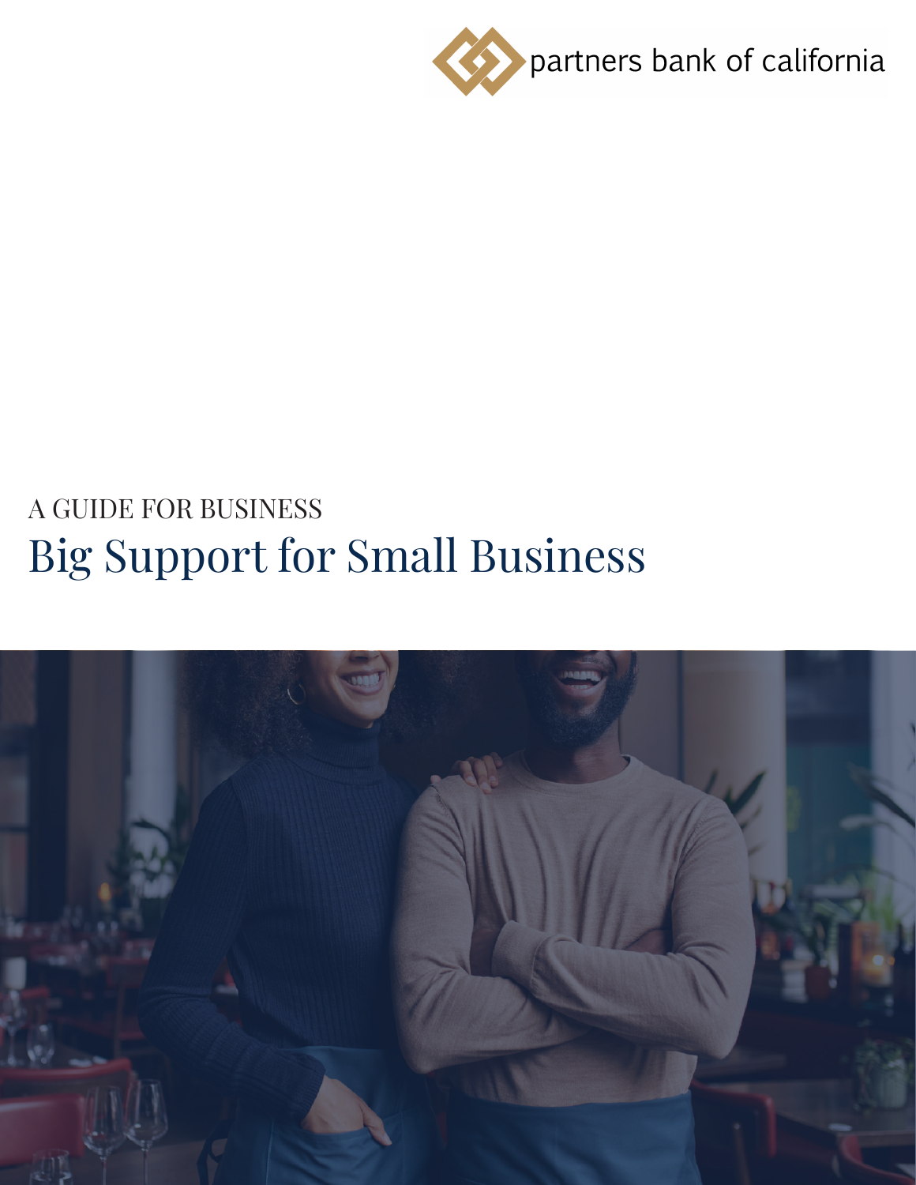partners bank of california

A GUIDE FOR BUSINESS

# Big Support for Small Business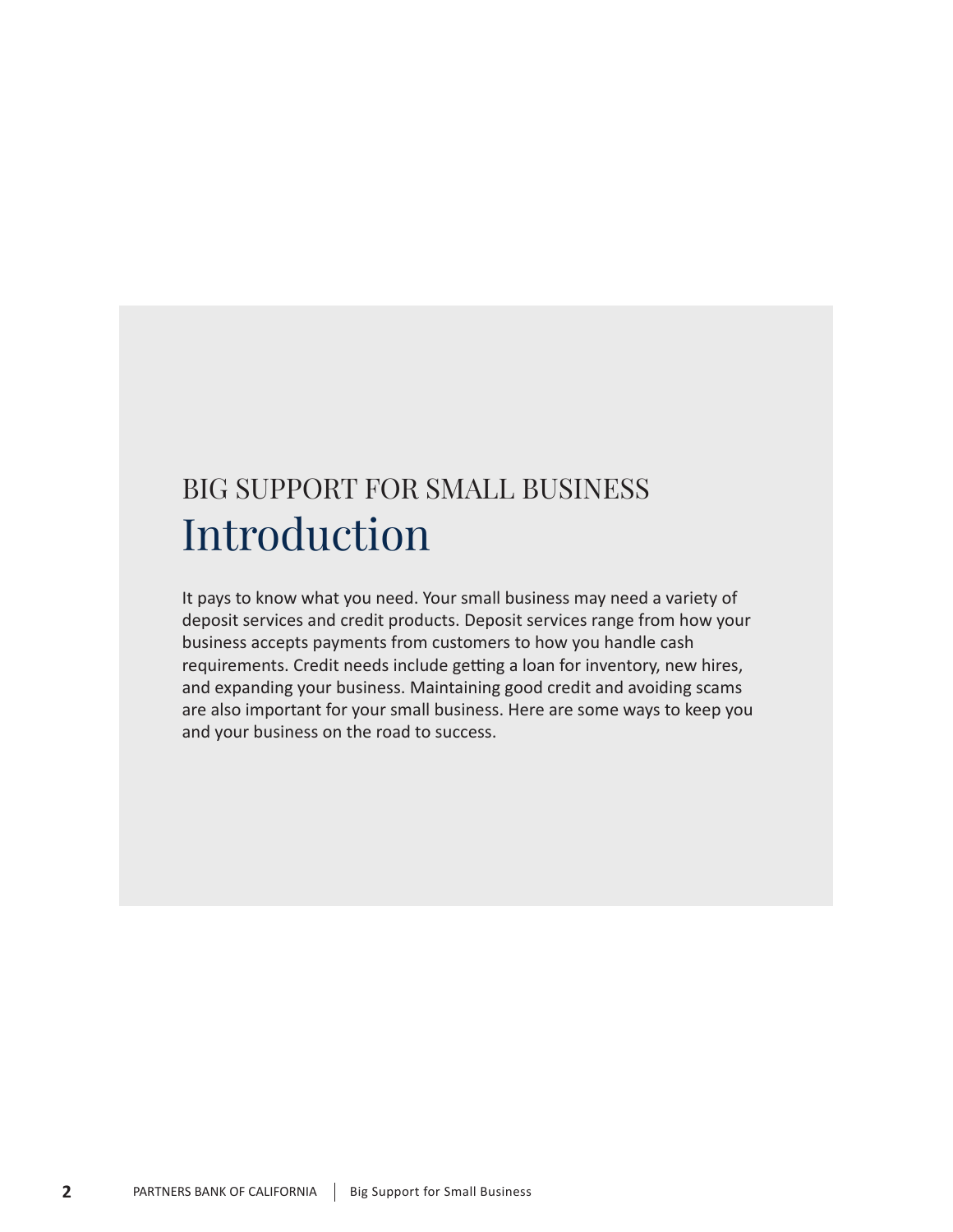BIG SUPPORT FOR SMALL BUSINESS

# Introduction

It pays to know what you need. Your small business may need a variety of deposit services and credit products. Deposit services range from how your business accepts payments from customers to how you handle cash requirements. Credit needs include getting a loan for inventory, new hires, and expanding your business. Maintaining good credit and avoiding scams are also important for your small business. Here are some ways to keep you and your business on the road to success.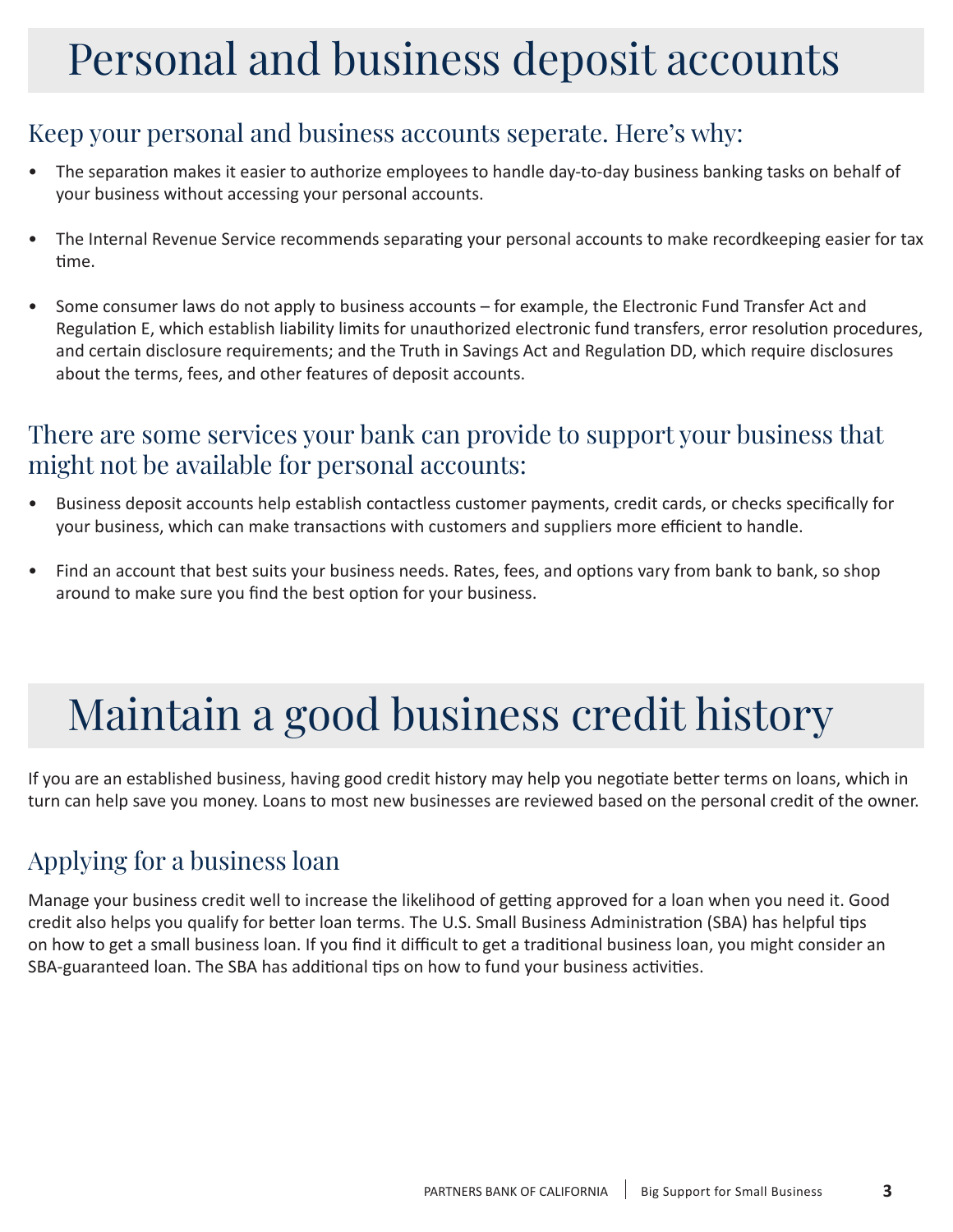# Personal and business deposit accounts

## Keep your personal and business accounts seperate. Here's why:

- The separation makes it easier to authorize employees to handle day-to-day business banking tasks on behalf of your business without accessing your personal accounts.
- The Internal Revenue Service recommends separating your personal accounts to make recordkeeping easier for tax time.
- Some consumer laws do not apply to business accounts – for example, the Electronic Fund Transfer Act and Regulation E, which establish liability limits for unauthorized electronic fund transfers, error resolution procedures, and certain disclosure requirements; and the Truth in Savings Act and Regulation DD, which require disclosures about the terms, fees, and other features of deposit accounts.

## There are some services your bank can provide to support your business that might not be available for personal accounts:

- Business deposit accounts help establish contactless customer payments, credit cards, or checks specifically for your business, which can make transactions with customers and suppliers more efficient to handle.
- Find an account that best suits your business needs. Rates, fees, and options vary from bank to bank, so shop around to make sure you find the best option for your business.

# Maintain a good business credit history

If you are an established business, having good credit history may help you negotiate better terms on loans, which in turn can help save you money. Loans to most new businesses are reviewed based on the personal credit of the owner.

## Applying for a business loan

Manage your business credit well to increase the likelihood of getting approved for a loan when you need it. Good credit also helps you qualify for better loan terms. The U.S. Small Business Administration (SBA) has helpful tips on how to get a small business loan. If you find it difficult to get a traditional business loan, you might consider an SBA-guaranteed loan. The SBA has additional tips on how to fund your business activities.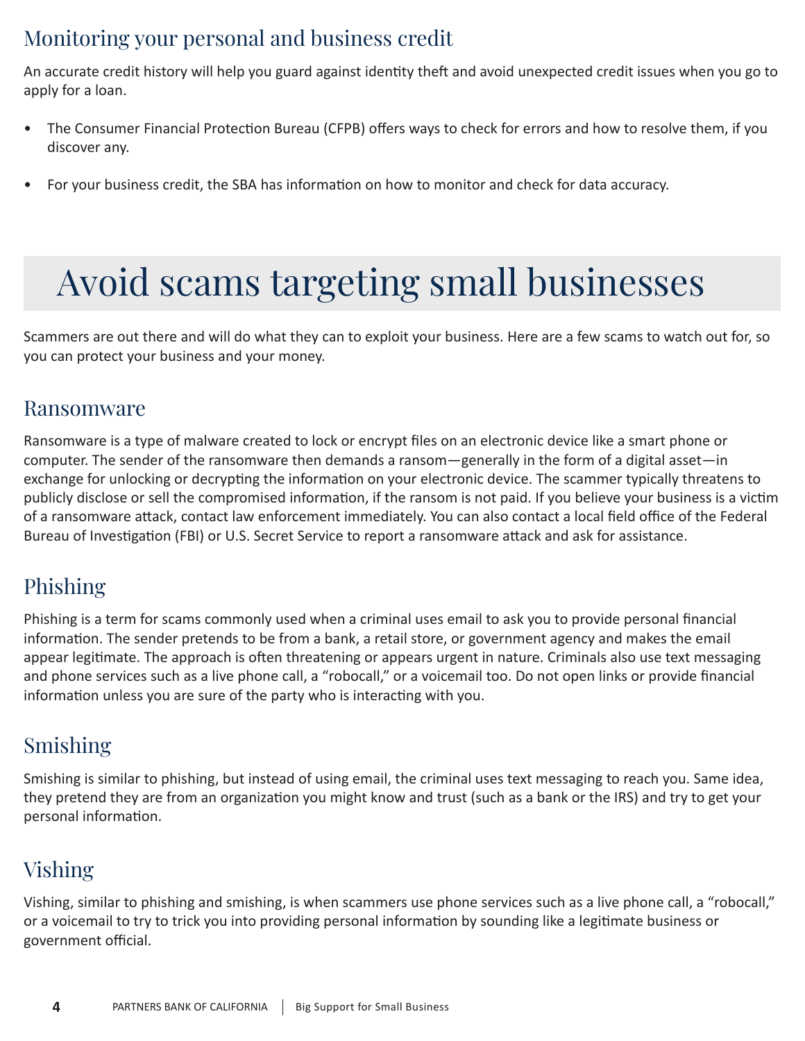## Monitoring your personal and business credit

An accurate credit history will help you guard against identity theft and avoid unexpected credit issues when you go to apply for a loan.

- The Consumer Financial Protection Bureau (CFPB) offers ways to check for errors and how to resolve them, if you discover any.
- For your business credit, the SBA has information on how to monitor and check for data accuracy.

# Avoid scams targeting small businesses

Scammers are out there and will do what they can to exploit your business. Here are a few scams to watch out for, so you can protect your business and your money.

## Ransomware

Ransomware is a type of malware created to lock or encrypt files on an electronic device like a smart phone or computer. The sender of the ransomware then demands a ransom—generally in the form of a digital asset—in exchange for unlocking or decrypting the information on your electronic device. The scammer typically threatens to publicly disclose or sell the compromised information, if the ransom is not paid. If you believe your business is a victim of a ransomware attack, contact law enforcement immediately. You can also contact a local field office of the Federal Bureau of Investigation (FBI) or U.S. Secret Service to report a ransomware attack and ask for assistance.

## Phishing

Phishing is a term for scams commonly used when a criminal uses email to ask you to provide personal financial information. The sender pretends to be from a bank, a retail store, or government agency and makes the email appear legitimate. The approach is often threatening or appears urgent in nature. Criminals also use text messaging and phone services such as a live phone call, a "robocall," or a voicemail too. Do not open links or provide financial information unless you are sure of the party who is interacting with you.

## Smishing

Smishing is similar to phishing, but instead of using email, the criminal uses text messaging to reach you. Same idea, they pretend they are from an organization you might know and trust (such as a bank or the IRS) and try to get your personal information.

## Vishing

Vishing, similar to phishing and smishing, is when scammers use phone services such as a live phone call, a "robocall," or a voicemail to try to trick you into providing personal information by sounding like a legitimate business or government official.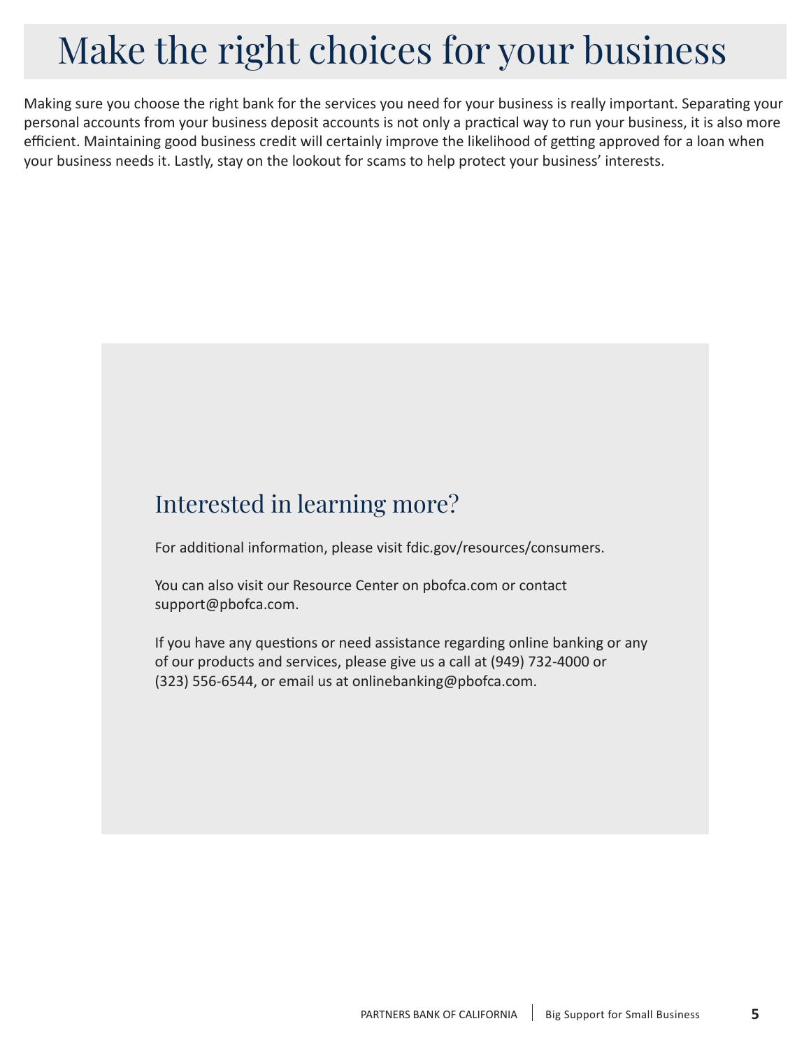# Make the right choices for your business

Making sure you choose the right bank for the services you need for your business is really important. Separating your personal accounts from your business deposit accounts is not only a practical way to run your business, it is also more efficient. Maintaining good business credit will certainly improve the likelihood of getting approved for a loan when your business needs it. Lastly, stay on the lookout for scams to help protect your business' interests.

## Interested in learning more?

For additional information, please visit fdic.gov/resources/consumers.

You can also visit our Resource Center on pbofca.com or contact support@pbofca.com.

If you have any questions or need assistance regarding online banking or any of our products and services, please give us a call at (949) 732-4000 or (323) 556-6544, or email us at onlinebanking@pbofca.com.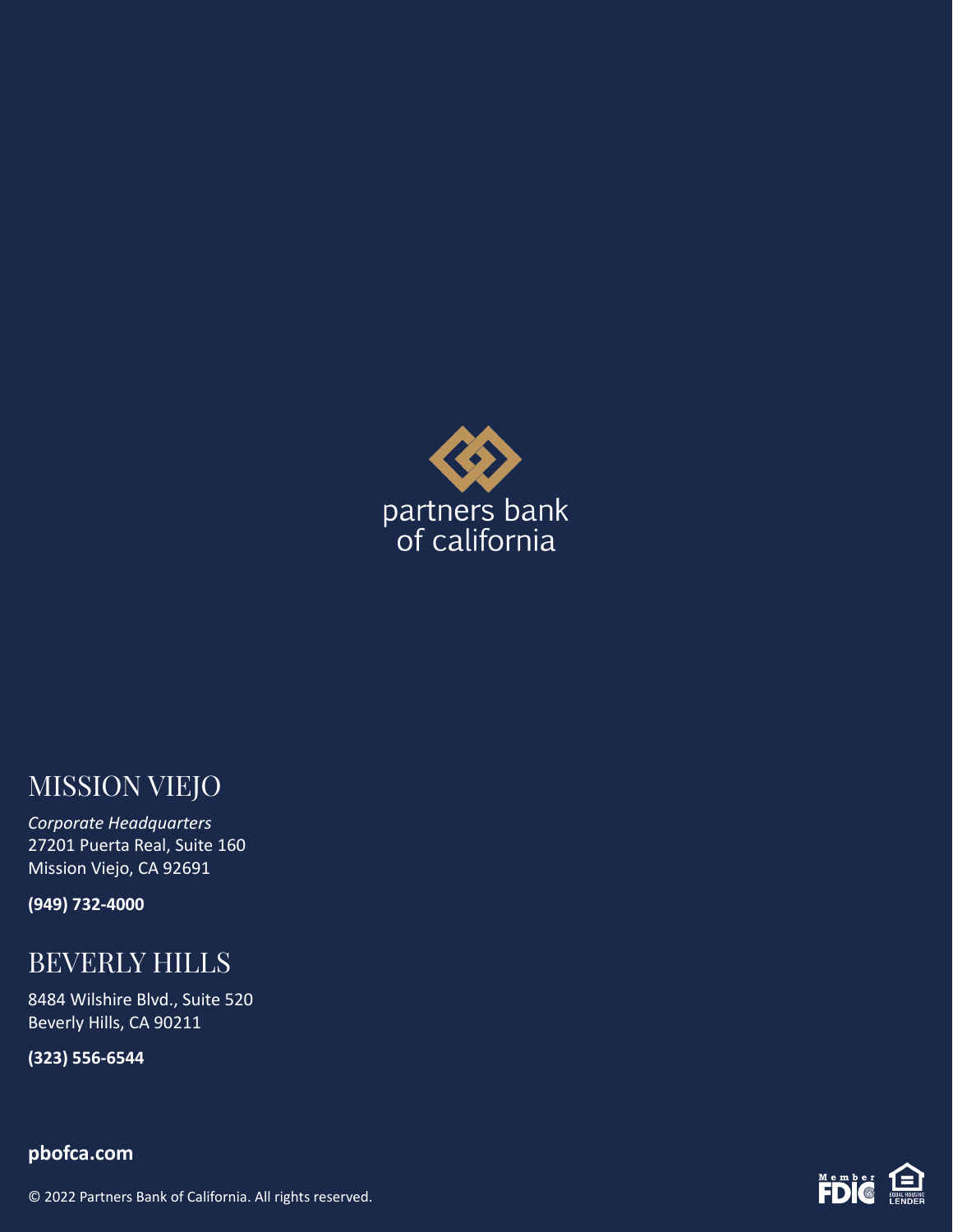partners bank
of california

## MISSION VIEJO

*Corporate Headquarters*
27201 Puerta Real, Suite 160
Mission Viejo, CA 92691

**(949) 732-4000**

## BEVERLY HILLS

8484 Wilshire Blvd., Suite 520
Beverly Hills, CA 90211

**(323) 556-6544**

**pbofca.com**

© 2022 Partners Bank of California. All rights reserved.

Member FDIC

EQUAL HOUSING LENDER